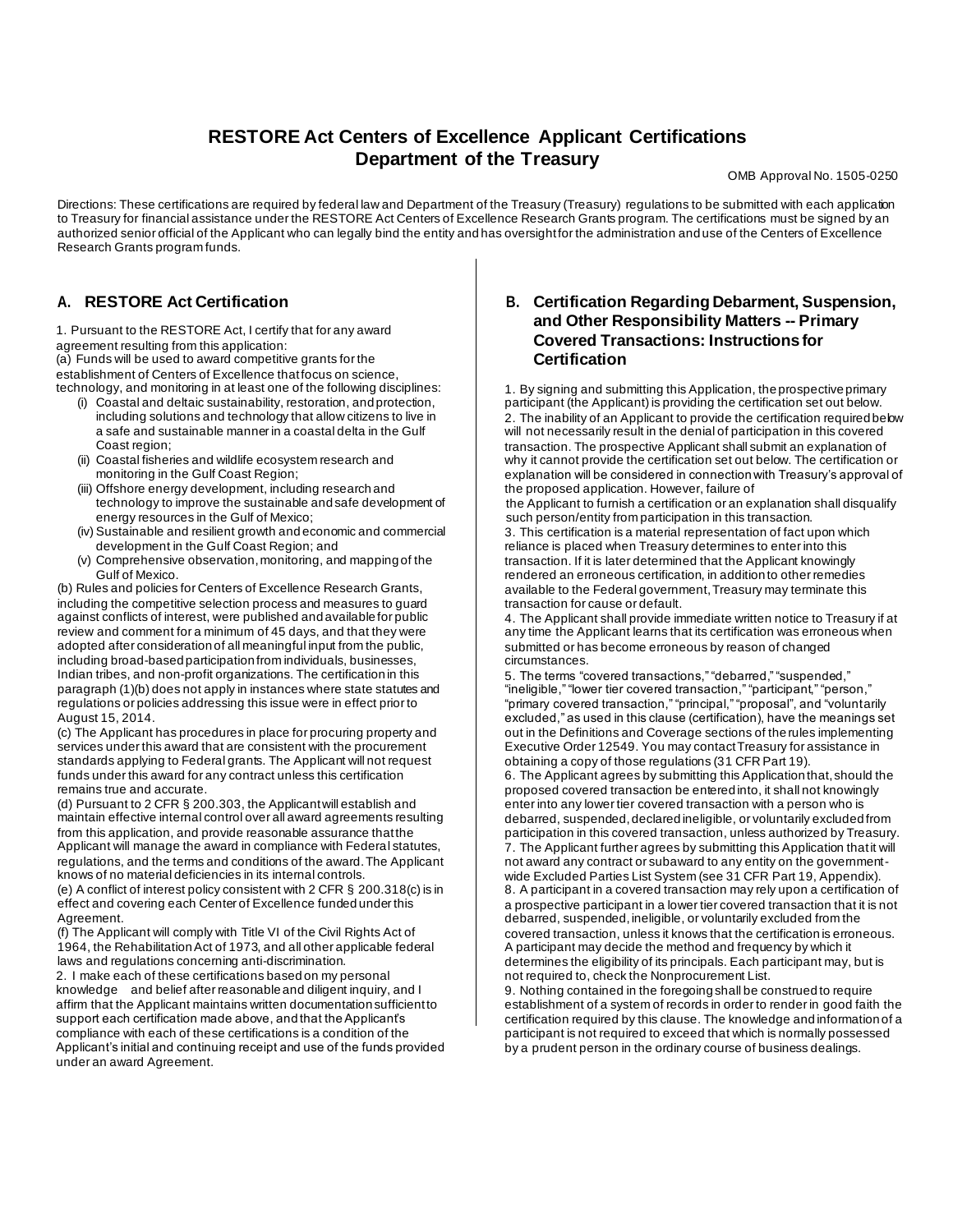# RESTORE Act Centers of Excellence Applicant Certifications
## Department of the Treasury

OMB Approval No. 1505-0250

Directions: These certifications are required by federal law and Department of the Treasury (Treasury) regulations to be submitted with each application to Treasury for financial assistance under the RESTORE Act Centers of Excellence Research Grants program. The certifications must be signed by an authorized senior official of the Applicant who can legally bind the entity and has oversight for the administration and use of the Centers of Excellence Research Grants program funds.

## A. RESTORE Act Certification

1. Pursuant to the RESTORE Act, I certify that for any award agreement resulting from this application:

(a) Funds will be used to award competitive grants for the establishment of Centers of Excellence that focus on science, technology, and monitoring in at least one of the following disciplines:

- (i) Coastal and deltaic sustainability, restoration, and protection, including solutions and technology that allow citizens to live in a safe and sustainable manner in a coastal delta in the Gulf Coast region;
- (ii) Coastal fisheries and wildlife ecosystem research and monitoring in the Gulf Coast Region;
- (iii) Offshore energy development, including research and technology to improve the sustainable and safe development of energy resources in the Gulf of Mexico;
- (iv) Sustainable and resilient growth and economic and commercial development in the Gulf Coast Region; and
- (v) Comprehensive observation, monitoring, and mapping of the Gulf of Mexico.

(b) Rules and policies for Centers of Excellence Research Grants, including the competitive selection process and measures to guard against conflicts of interest, were published and available for public review and comment for a minimum of 45 days, and that they were adopted after consideration of all meaningful input from the public, including broad-based participation from individuals, businesses, Indian tribes, and non-profit organizations. The certification in this paragraph (1)(b) does not apply in instances where state statutes and regulations or policies addressing this issue were in effect prior to August 15, 2014.

(c) The Applicant has procedures in place for procuring property and services under this award that are consistent with the procurement standards applying to Federal grants. The Applicant will not request funds under this award for any contract unless this certification remains true and accurate.

(d) Pursuant to 2 CFR § 200.303, the Applicant will establish and maintain effective internal control over all award agreements resulting from this application, and provide reasonable assurance that the Applicant will manage the award in compliance with Federal statutes, regulations, and the terms and conditions of the award. The Applicant knows of no material deficiencies in its internal controls.

(e) A conflict of interest policy consistent with 2 CFR § 200.318(c) is in effect and covering each Center of Excellence funded under this Agreement.

(f) The Applicant will comply with Title VI of the Civil Rights Act of 1964, the Rehabilitation Act of 1973, and all other applicable federal laws and regulations concerning anti-discrimination.

2. I make each of these certifications based on my personal knowledge and belief after reasonable and diligent inquiry, and I affirm that the Applicant maintains written documentation sufficient to support each certification made above, and that the Applicant's compliance with each of these certifications is a condition of the Applicant's initial and continuing receipt and use of the funds provided under an award Agreement.

## B. Certification Regarding Debarment, Suspension, and Other Responsibility Matters -- Primary Covered Transactions: Instructions for Certification

1. By signing and submitting this Application, the prospective primary participant (the Applicant) is providing the certification set out below.

2. The inability of an Applicant to provide the certification required below will not necessarily result in the denial of participation in this covered transaction. The prospective Applicant shall submit an explanation of why it cannot provide the certification set out below. The certification or explanation will be considered in connection with Treasury's approval of the proposed application. However, failure of the Applicant to furnish a certification or an explanation shall disqualify such person/entity from participation in this transaction.

3. This certification is a material representation of fact upon which reliance is placed when Treasury determines to enter into this transaction. If it is later determined that the Applicant knowingly rendered an erroneous certification, in addition to other remedies available to the Federal government, Treasury may terminate this transaction for cause or default.

4. The Applicant shall provide immediate written notice to Treasury if at any time the Applicant learns that its certification was erroneous when submitted or has become erroneous by reason of changed circumstances.

5. The terms "covered transactions," "debarred," "suspended," "ineligible," "lower tier covered transaction," "participant," "person," "primary covered transaction," "principal," "proposal", and "voluntarily excluded," as used in this clause (certification), have the meanings set out in the Definitions and Coverage sections of the rules implementing Executive Order 12549. You may contact Treasury for assistance in obtaining a copy of those regulations (31 CFR Part 19).

6. The Applicant agrees by submitting this Application that, should the proposed covered transaction be entered into, it shall not knowingly enter into any lower tier covered transaction with a person who is debarred, suspended, declared ineligible, or voluntarily excluded from participation in this covered transaction, unless authorized by Treasury.

7. The Applicant further agrees by submitting this Application that it will not award any contract or subaward to any entity on the government-wide Excluded Parties List System (see 31 CFR Part 19, Appendix).

8. A participant in a covered transaction may rely upon a certification of a prospective participant in a lower tier covered transaction that it is not debarred, suspended, ineligible, or voluntarily excluded from the covered transaction, unless it knows that the certification is erroneous. A participant may decide the method and frequency by which it determines the eligibility of its principals. Each participant may, but is not required to, check the Nonprocurement List.

9. Nothing contained in the foregoing shall be construed to require establishment of a system of records in order to render in good faith the certification required by this clause. The knowledge and information of a participant is not required to exceed that which is normally possessed by a prudent person in the ordinary course of business dealings.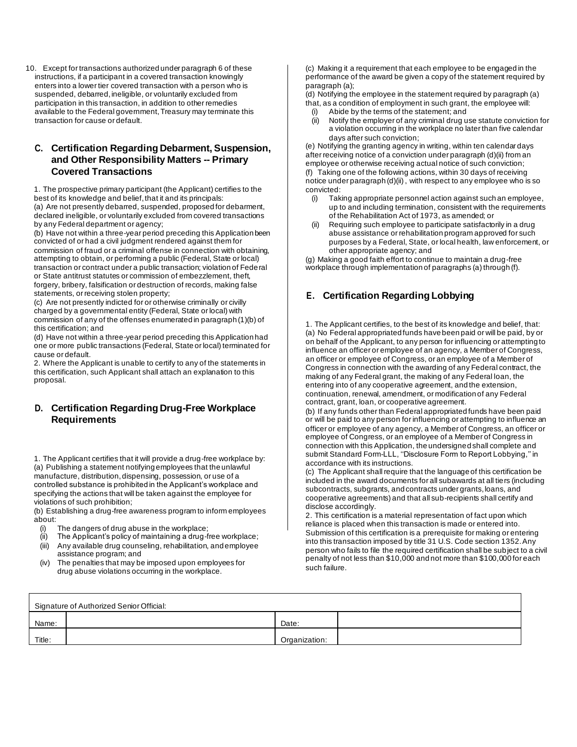10. Except for transactions authorized under paragraph 6 of these instructions, if a participant in a covered transaction knowingly enters into a lower tier covered transaction with a person who is suspended, debarred, ineligible, or voluntarily excluded from participation in this transaction, in addition to other remedies available to the Federal government, Treasury may terminate this transaction for cause or default.

## C. Certification Regarding Debarment, Suspension, and Other Responsibility Matters -- Primary Covered Transactions

1. The prospective primary participant (the Applicant) certifies to the best of its knowledge and belief, that it and its principals:

(a) Are not presently debarred, suspended, proposed for debarment, declared ineligible, or voluntarily excluded from covered transactions by any Federal department or agency;

(b) Have not within a three-year period preceding this Application been convicted of or had a civil judgment rendered against them for commission of fraud or a criminal offense in connection with obtaining, attempting to obtain, or performing a public (Federal, State or local) transaction or contract under a public transaction; violation of Federal or State antitrust statutes or commission of embezzlement, theft, forgery, bribery, falsification or destruction of records, making false statements, or receiving stolen property;

(c) Are not presently indicted for or otherwise criminally or civilly charged by a governmental entity (Federal, State or local) with commission of any of the offenses enumerated in paragraph (1)(b) of this certification; and

(d) Have not within a three-year period preceding this Application had one or more public transactions (Federal, State or local) terminated for cause or default.

2. Where the Applicant is unable to certify to any of the statements in this certification, such Applicant shall attach an explanation to this proposal.

## D. Certification Regarding Drug-Free Workplace Requirements

1. The Applicant certifies that it will provide a drug-free workplace by:

(a) Publishing a statement notifying employees that the unlawful manufacture, distribution, dispensing, possession, or use of a controlled substance is prohibited in the Applicant's workplace and specifying the actions that will be taken against the employee for violations of such prohibition;

(b) Establishing a drug-free awareness program to inform employees about:

- (i) The dangers of drug abuse in the workplace;
- (ii) The Applicant's policy of maintaining a drug-free workplace;
- (iii) Any available drug counseling, rehabilitation, and employee assistance program; and
- (iv) The penalties that may be imposed upon employees for drug abuse violations occurring in the workplace.

(c) Making it a requirement that each employee to be engaged in the performance of the award be given a copy of the statement required by paragraph (a);

(d) Notifying the employee in the statement required by paragraph (a) that, as a condition of employment in such grant, the employee will:

- (i) Abide by the terms of the statement; and
- (ii) Notify the employer of any criminal drug use statute conviction for a violation occurring in the workplace no later than five calendar days after such conviction;

(e) Notifying the granting agency in writing, within ten calendar days after receiving notice of a conviction under paragraph (d)(ii) from an employee or otherwise receiving actual notice of such conviction;

(f) Taking one of the following actions, within 30 days of receiving notice under paragraph (d)(ii), with respect to any employee who is so convicted:

- (i) Taking appropriate personnel action against such an employee, up to and including termination, consistent with the requirements of the Rehabilitation Act of 1973, as amended; or
- (ii) Requiring such employee to participate satisfactorily in a drug abuse assistance or rehabilitation program approved for such purposes by a Federal, State, or local health, law enforcement, or other appropriate agency; and

(g) Making a good faith effort to continue to maintain a drug-free workplace through implementation of paragraphs (a) through (f).

## E. Certification Regarding Lobbying

1. The Applicant certifies, to the best of its knowledge and belief, that:

(a) No Federal appropriated funds have been paid or will be paid, by or on behalf of the Applicant, to any person for influencing or attempting to influence an officer or employee of an agency, a Member of Congress, an officer or employee of Congress, or an employee of a Member of Congress in connection with the awarding of any Federal contract, the making of any Federal grant, the making of any Federal loan, the entering into of any cooperative agreement, and the extension, continuation, renewal, amendment, or modification of any Federal contract, grant, loan, or cooperative agreement.

(b) If any funds other than Federal appropriated funds have been paid or will be paid to any person for influencing or attempting to influence an officer or employee of any agency, a Member of Congress, an officer or employee of Congress, or an employee of a Member of Congress in connection with this Application, the undersigned shall complete and submit Standard Form-LLL, "Disclosure Form to Report Lobbying," in accordance with its instructions.

(c) The Applicant shall require that the language of this certification be included in the award documents for all subawards at all tiers (including subcontracts, subgrants, and contracts under grants, loans, and cooperative agreements) and that all sub-recipients shall certify and disclose accordingly.

2. This certification is a material representation of fact upon which reliance is placed when this transaction is made or entered into. Submission of this certification is a prerequisite for making or entering into this transaction imposed by title 31 U.S. Code section 1352. Any person who fails to file the required certification shall be subject to a civil penalty of not less than $10,000 and not more than $100,000 for each such failure.

| Signature of Authorized Senior Official: | | | |
|---|---|---|---|
| Name: | | Date: | |
| Title: | | Organization: | |